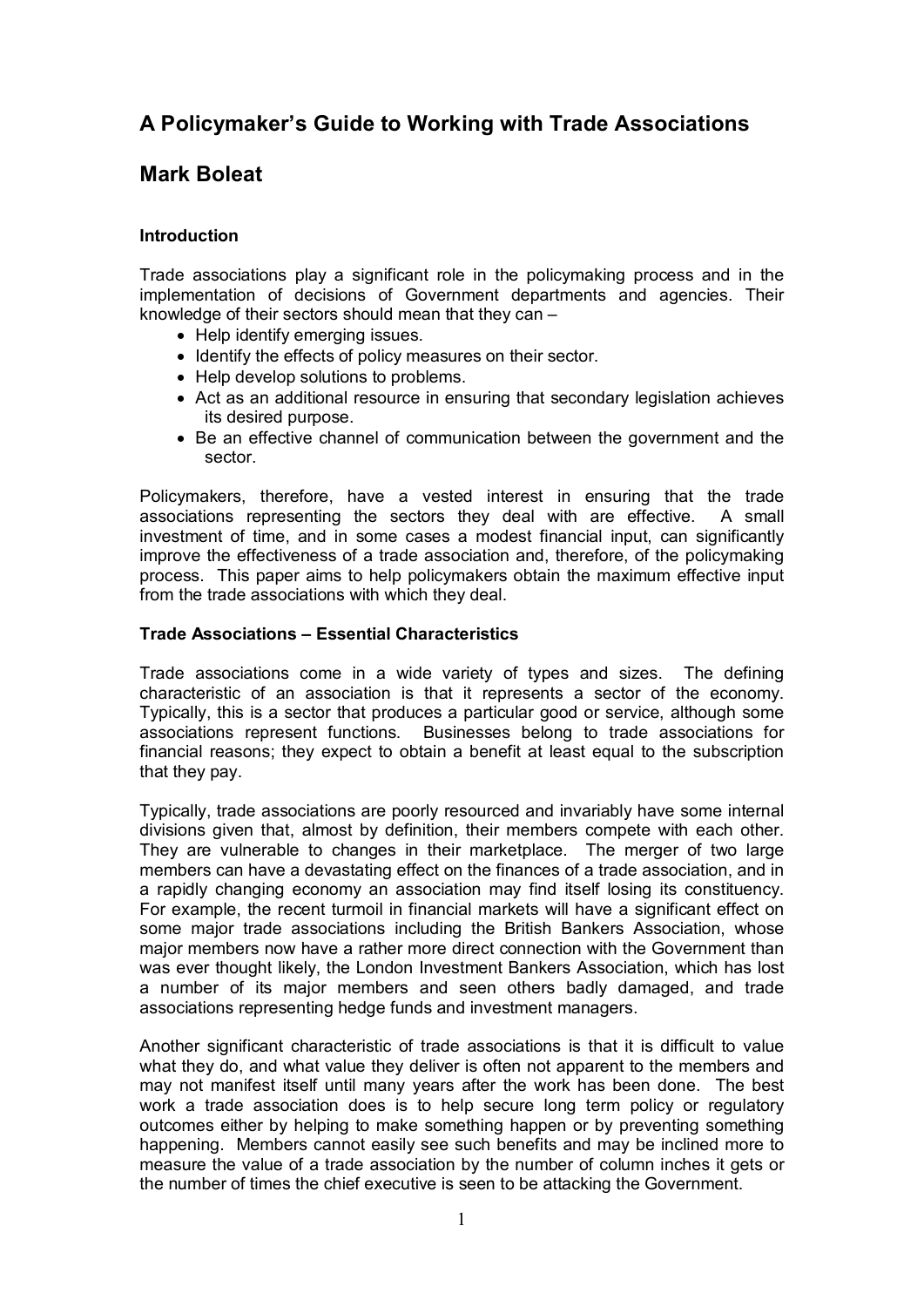# A Policymaker's Guide to Working with Trade Associations

## Mark Boleat

### Introduction

Trade associations play a significant role in the policymaking process and in the implementation of decisions of Government departments and agencies. Their knowledge of their sectors should mean that they can –

- Help identify emerging issues.
- Identify the effects of policy measures on their sector.
- Help develop solutions to problems.
- Act as an additional resource in ensuring that secondary legislation achieves its desired purpose.
- Be an effective channel of communication between the government and the sector.

Policymakers, therefore, have a vested interest in ensuring that the trade associations representing the sectors they deal with are effective. A small investment of time, and in some cases a modest financial input, can significantly improve the effectiveness of a trade association and, therefore, of the policymaking process. This paper aims to help policymakers obtain the maximum effective input from the trade associations with which they deal.

### Trade Associations – Essential Characteristics

Trade associations come in a wide variety of types and sizes. The defining characteristic of an association is that it represents a sector of the economy. Typically, this is a sector that produces a particular good or service, although some associations represent functions. Businesses belong to trade associations for financial reasons; they expect to obtain a benefit at least equal to the subscription that they pay.

Typically, trade associations are poorly resourced and invariably have some internal divisions given that, almost by definition, their members compete with each other. They are vulnerable to changes in their marketplace. The merger of two large members can have a devastating effect on the finances of a trade association, and in a rapidly changing economy an association may find itself losing its constituency. For example, the recent turmoil in financial markets will have a significant effect on some major trade associations including the British Bankers Association, whose major members now have a rather more direct connection with the Government than was ever thought likely, the London Investment Bankers Association, which has lost a number of its major members and seen others badly damaged, and trade associations representing hedge funds and investment managers.

Another significant characteristic of trade associations is that it is difficult to value what they do, and what value they deliver is often not apparent to the members and may not manifest itself until many years after the work has been done. The best work a trade association does is to help secure long term policy or regulatory outcomes either by helping to make something happen or by preventing something happening. Members cannot easily see such benefits and may be inclined more to measure the value of a trade association by the number of column inches it gets or the number of times the chief executive is seen to be attacking the Government.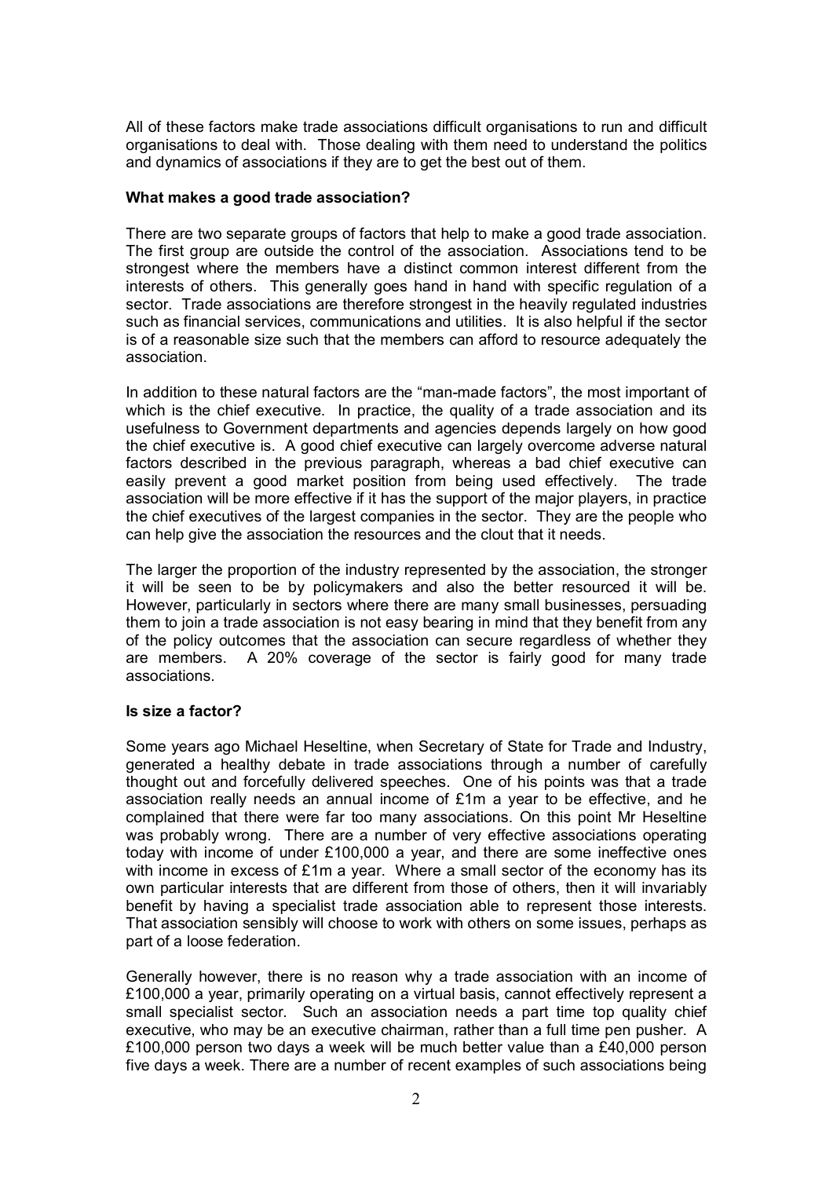All of these factors make trade associations difficult organisations to run and difficult organisations to deal with. Those dealing with them need to understand the politics and dynamics of associations if they are to get the best out of them.

**What makes a good trade association?**

There are two separate groups of factors that help to make a good trade association. The first group are outside the control of the association. Associations tend to be strongest where the members have a distinct common interest different from the interests of others. This generally goes hand in hand with specific regulation of a sector. Trade associations are therefore strongest in the heavily regulated industries such as financial services, communications and utilities. It is also helpful if the sector is of a reasonable size such that the members can afford to resource adequately the association.

In addition to these natural factors are the "man-made factors", the most important of which is the chief executive. In practice, the quality of a trade association and its usefulness to Government departments and agencies depends largely on how good the chief executive is. A good chief executive can largely overcome adverse natural factors described in the previous paragraph, whereas a bad chief executive can easily prevent a good market position from being used effectively. The trade association will be more effective if it has the support of the major players, in practice the chief executives of the largest companies in the sector. They are the people who can help give the association the resources and the clout that it needs.

The larger the proportion of the industry represented by the association, the stronger it will be seen to be by policymakers and also the better resourced it will be. However, particularly in sectors where there are many small businesses, persuading them to join a trade association is not easy bearing in mind that they benefit from any of the policy outcomes that the association can secure regardless of whether they are members. A 20% coverage of the sector is fairly good for many trade associations.

**Is size a factor?**

Some years ago Michael Heseltine, when Secretary of State for Trade and Industry, generated a healthy debate in trade associations through a number of carefully thought out and forcefully delivered speeches. One of his points was that a trade association really needs an annual income of £1m a year to be effective, and he complained that there were far too many associations. On this point Mr Heseltine was probably wrong. There are a number of very effective associations operating today with income of under £100,000 a year, and there are some ineffective ones with income in excess of £1m a year. Where a small sector of the economy has its own particular interests that are different from those of others, then it will invariably benefit by having a specialist trade association able to represent those interests. That association sensibly will choose to work with others on some issues, perhaps as part of a loose federation.

Generally however, there is no reason why a trade association with an income of £100,000 a year, primarily operating on a virtual basis, cannot effectively represent a small specialist sector. Such an association needs a part time top quality chief executive, who may be an executive chairman, rather than a full time pen pusher. A £100,000 person two days a week will be much better value than a £40,000 person five days a week. There are a number of recent examples of such associations being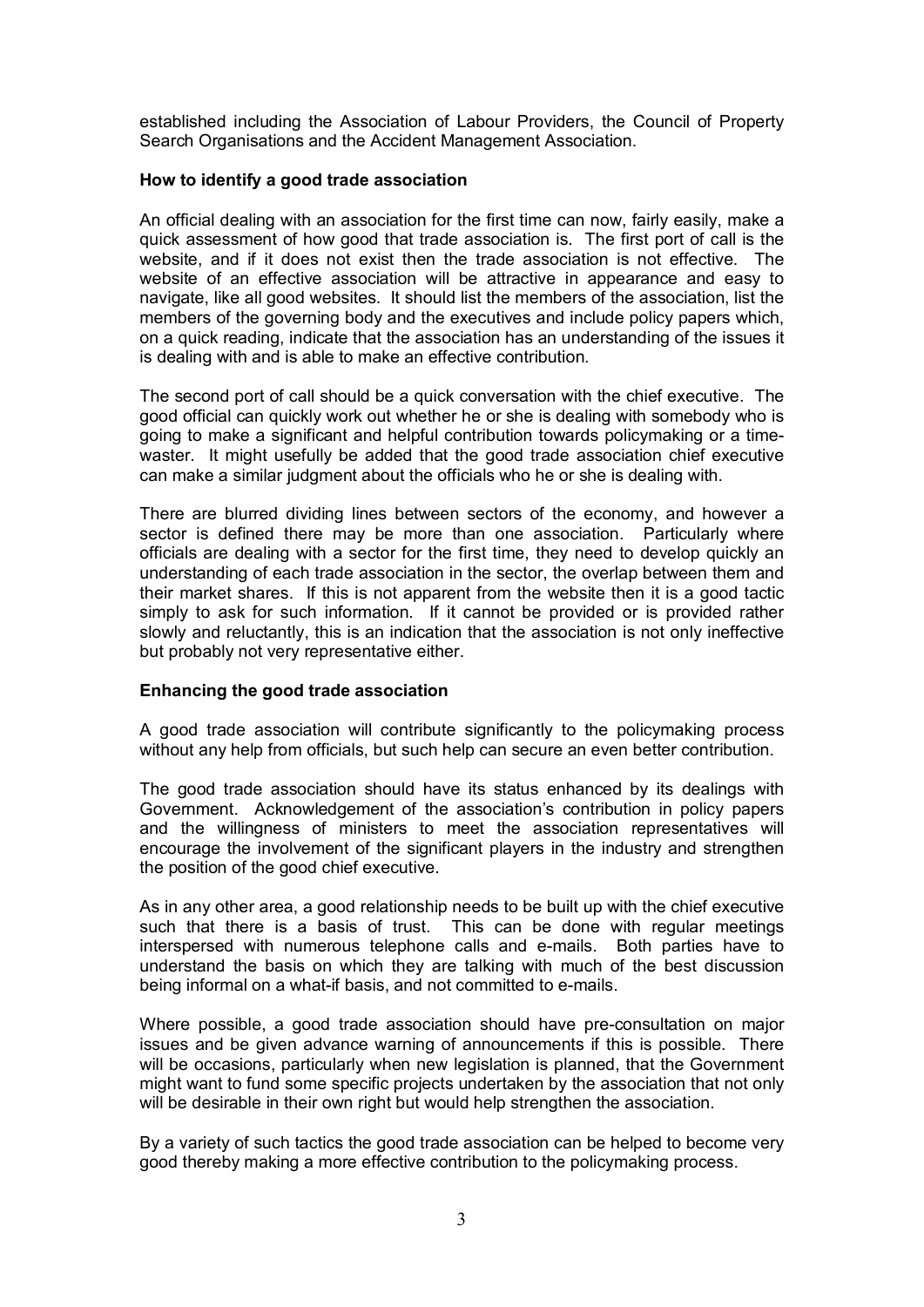established including the Association of Labour Providers, the Council of Property Search Organisations and the Accident Management Association.

**How to identify a good trade association**

An official dealing with an association for the first time can now, fairly easily, make a quick assessment of how good that trade association is. The first port of call is the website, and if it does not exist then the trade association is not effective. The website of an effective association will be attractive in appearance and easy to navigate, like all good websites. It should list the members of the association, list the members of the governing body and the executives and include policy papers which, on a quick reading, indicate that the association has an understanding of the issues it is dealing with and is able to make an effective contribution.

The second port of call should be a quick conversation with the chief executive. The good official can quickly work out whether he or she is dealing with somebody who is going to make a significant and helpful contribution towards policymaking or a time-waster. It might usefully be added that the good trade association chief executive can make a similar judgment about the officials who he or she is dealing with.

There are blurred dividing lines between sectors of the economy, and however a sector is defined there may be more than one association. Particularly where officials are dealing with a sector for the first time, they need to develop quickly an understanding of each trade association in the sector, the overlap between them and their market shares. If this is not apparent from the website then it is a good tactic simply to ask for such information. If it cannot be provided or is provided rather slowly and reluctantly, this is an indication that the association is not only ineffective but probably not very representative either.

**Enhancing the good trade association**

A good trade association will contribute significantly to the policymaking process without any help from officials, but such help can secure an even better contribution.

The good trade association should have its status enhanced by its dealings with Government. Acknowledgement of the association's contribution in policy papers and the willingness of ministers to meet the association representatives will encourage the involvement of the significant players in the industry and strengthen the position of the good chief executive.

As in any other area, a good relationship needs to be built up with the chief executive such that there is a basis of trust. This can be done with regular meetings interspersed with numerous telephone calls and e-mails. Both parties have to understand the basis on which they are talking with much of the best discussion being informal on a what-if basis, and not committed to e-mails.

Where possible, a good trade association should have pre-consultation on major issues and be given advance warning of announcements if this is possible. There will be occasions, particularly when new legislation is planned, that the Government might want to fund some specific projects undertaken by the association that not only will be desirable in their own right but would help strengthen the association.

By a variety of such tactics the good trade association can be helped to become very good thereby making a more effective contribution to the policymaking process.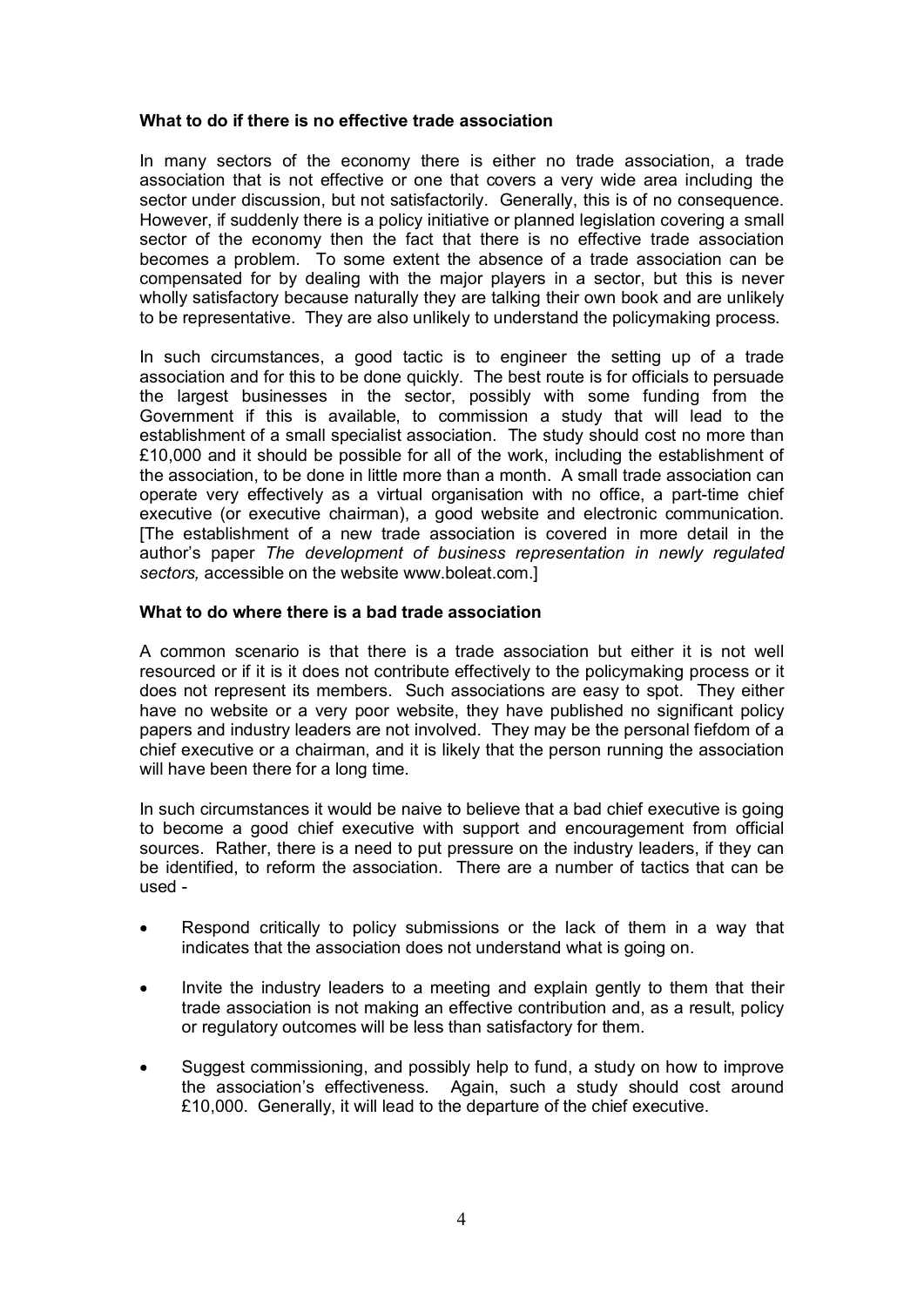**What to do if there is no effective trade association**

In many sectors of the economy there is either no trade association, a trade association that is not effective or one that covers a very wide area including the sector under discussion, but not satisfactorily. Generally, this is of no consequence. However, if suddenly there is a policy initiative or planned legislation covering a small sector of the economy then the fact that there is no effective trade association becomes a problem. To some extent the absence of a trade association can be compensated for by dealing with the major players in a sector, but this is never wholly satisfactory because naturally they are talking their own book and are unlikely to be representative. They are also unlikely to understand the policymaking process.

In such circumstances, a good tactic is to engineer the setting up of a trade association and for this to be done quickly. The best route is for officials to persuade the largest businesses in the sector, possibly with some funding from the Government if this is available, to commission a study that will lead to the establishment of a small specialist association. The study should cost no more than £10,000 and it should be possible for all of the work, including the establishment of the association, to be done in little more than a month. A small trade association can operate very effectively as a virtual organisation with no office, a part-time chief executive (or executive chairman), a good website and electronic communication. [The establishment of a new trade association is covered in more detail in the author's paper *The development of business representation in newly regulated sectors,* accessible on the website www.boleat.com.]

**What to do where there is a bad trade association**

A common scenario is that there is a trade association but either it is not well resourced or if it is it does not contribute effectively to the policymaking process or it does not represent its members. Such associations are easy to spot. They either have no website or a very poor website, they have published no significant policy papers and industry leaders are not involved. They may be the personal fiefdom of a chief executive or a chairman, and it is likely that the person running the association will have been there for a long time.

In such circumstances it would be naive to believe that a bad chief executive is going to become a good chief executive with support and encouragement from official sources. Rather, there is a need to put pressure on the industry leaders, if they can be identified, to reform the association. There are a number of tactics that can be used -

- Respond critically to policy submissions or the lack of them in a way that indicates that the association does not understand what is going on.
- Invite the industry leaders to a meeting and explain gently to them that their trade association is not making an effective contribution and, as a result, policy or regulatory outcomes will be less than satisfactory for them.
- Suggest commissioning, and possibly help to fund, a study on how to improve the association's effectiveness. Again, such a study should cost around £10,000. Generally, it will lead to the departure of the chief executive.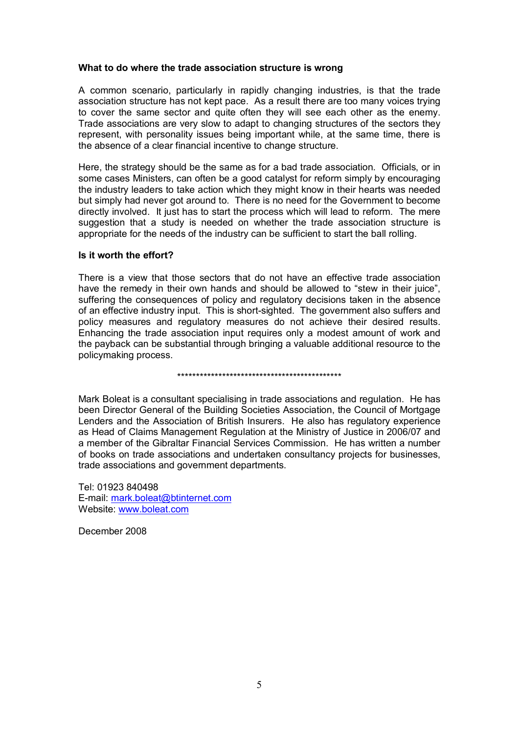**What to do where the trade association structure is wrong**

A common scenario, particularly in rapidly changing industries, is that the trade association structure has not kept pace. As a result there are too many voices trying to cover the same sector and quite often they will see each other as the enemy. Trade associations are very slow to adapt to changing structures of the sectors they represent, with personality issues being important while, at the same time, there is the absence of a clear financial incentive to change structure.

Here, the strategy should be the same as for a bad trade association. Officials, or in some cases Ministers, can often be a good catalyst for reform simply by encouraging the industry leaders to take action which they might know in their hearts was needed but simply had never got around to. There is no need for the Government to become directly involved. It just has to start the process which will lead to reform. The mere suggestion that a study is needed on whether the trade association structure is appropriate for the needs of the industry can be sufficient to start the ball rolling.

**Is it worth the effort?**

There is a view that those sectors that do not have an effective trade association have the remedy in their own hands and should be allowed to "stew in their juice", suffering the consequences of policy and regulatory decisions taken in the absence of an effective industry input. This is short-sighted. The government also suffers and policy measures and regulatory measures do not achieve their desired results. Enhancing the trade association input requires only a modest amount of work and the payback can be substantial through bringing a valuable additional resource to the policymaking process.

**********************************************

Mark Boleat is a consultant specialising in trade associations and regulation. He has been Director General of the Building Societies Association, the Council of Mortgage Lenders and the Association of British Insurers. He also has regulatory experience as Head of Claims Management Regulation at the Ministry of Justice in 2006/07 and a member of the Gibraltar Financial Services Commission. He has written a number of books on trade associations and undertaken consultancy projects for businesses, trade associations and government departments.

Tel: 01923 840498
E-mail: mark.boleat@btinternet.com
Website: www.boleat.com

December 2008